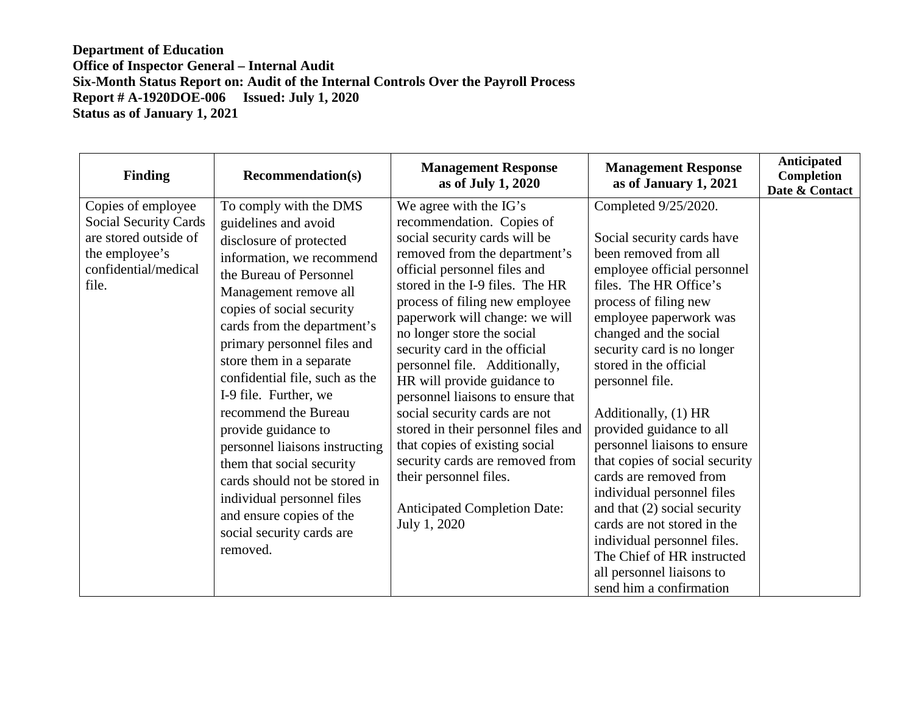**Department of Education**
**Office of Inspector General – Internal Audit**
**Six-Month Status Report on: Audit of the Internal Controls Over the Payroll Process**
**Report # A-1920DOE-006 Issued: July 1, 2020**
**Status as of January 1, 2021**

| Finding | Recommendation(s) | Management Response as of July 1, 2020 | Management Response as of January 1, 2021 | Anticipated Completion Date & Contact |
|---|---|---|---|---|
| Copies of employee Social Security Cards are stored outside of the employee's confidential/medical file. | To comply with the DMS guidelines and avoid disclosure of protected information, we recommend the Bureau of Personnel Management remove all copies of social security cards from the department's primary personnel files and store them in a separate confidential file, such as the I-9 file. Further, we recommend the Bureau provide guidance to personnel liaisons instructing them that social security cards should not be stored in individual personnel files and ensure copies of the social security cards are removed. | We agree with the IG's recommendation. Copies of social security cards will be removed from the department's official personnel files and stored in the I-9 files. The HR process of filing new employee paperwork will change: we will no longer store the social security card in the official personnel file. Additionally, HR will provide guidance to personnel liaisons to ensure that social security cards are not stored in their personnel files and that copies of existing social security cards are removed from their personnel files.<br><br>Anticipated Completion Date: July 1, 2020 | Completed 9/25/2020.<br><br>Social security cards have been removed from all employee official personnel files. The HR Office's process of filing new employee paperwork was changed and the social security card is no longer stored in the official personnel file.<br><br>Additionally, (1) HR provided guidance to all personnel liaisons to ensure that copies of social security cards are removed from individual personnel files and that (2) social security cards are not stored in the individual personnel files. The Chief of HR instructed all personnel liaisons to send him a confirmation | |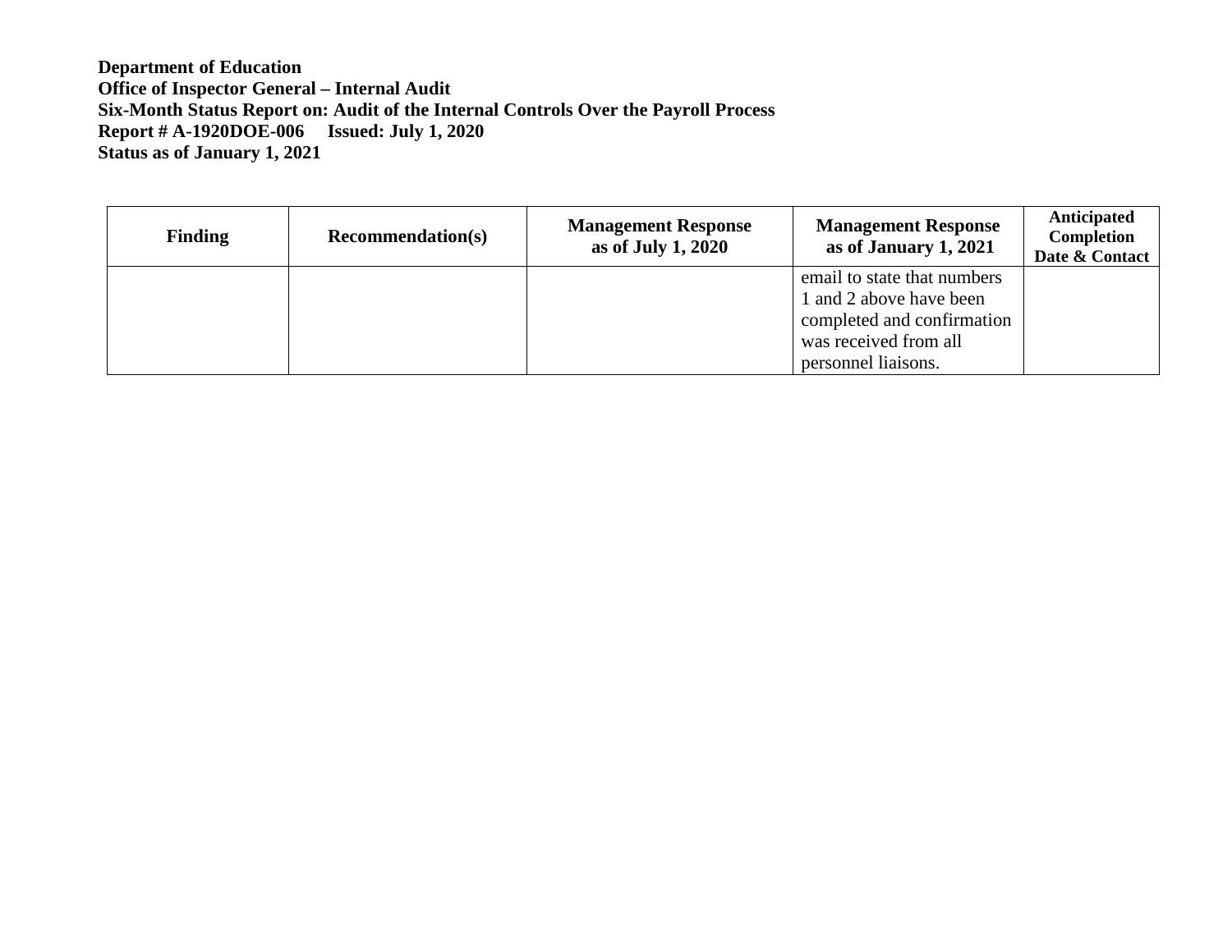**Department of Education**
**Office of Inspector General – Internal Audit**
**Six-Month Status Report on: Audit of the Internal Controls Over the Payroll Process**
**Report # A-1920DOE-006 Issued: July 1, 2020**
**Status as of January 1, 2021**

| Finding | Recommendation(s) | Management Response as of July 1, 2020 | Management Response as of January 1, 2021 | Anticipated Completion Date & Contact |
|---|---|---|---|---|
| | | | email to state that numbers 1 and 2 above have been completed and confirmation was received from all personnel liaisons. | |